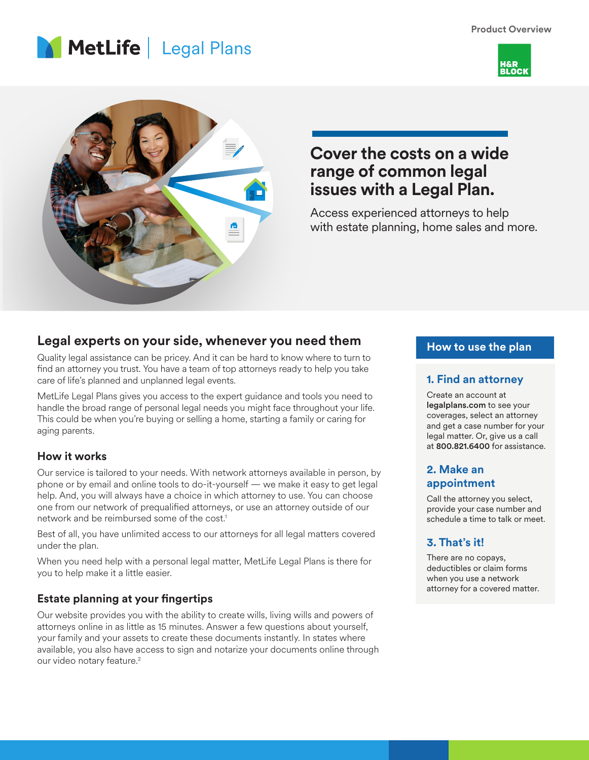MetLife | Legal Plans

Product Overview

H&R BLOCK

# Cover the costs on a wide range of common legal issues with a Legal Plan.

Access experienced attorneys to help with estate planning, home sales and more.

## Legal experts on your side, whenever you need them

Quality legal assistance can be pricey. And it can be hard to know where to turn to find an attorney you trust. You have a team of top attorneys ready to help you take care of life's planned and unplanned legal events.

MetLife Legal Plans gives you access to the expert guidance and tools you need to handle the broad range of personal legal needs you might face throughout your life. This could be when you're buying or selling a home, starting a family or caring for aging parents.

### How it works

Our service is tailored to your needs. With network attorneys available in person, by phone or by email and online tools to do-it-yourself — we make it easy to get legal help. And, you will always have a choice in which attorney to use. You can choose one from our network of prequalified attorneys, or use an attorney outside of our network and be reimbursed some of the cost.[1]

Best of all, you have unlimited access to our attorneys for all legal matters covered under the plan.

When you need help with a personal legal matter, MetLife Legal Plans is there for you to help make it a little easier.

### Estate planning at your fingertips

Our website provides you with the ability to create wills, living wills and powers of attorneys online in as little as 15 minutes. Answer a few questions about yourself, your family and your assets to create these documents instantly. In states where available, you also have access to sign and notarize your documents online through our video notary feature.[2]

## How to use the plan

### 1. Find an attorney

Create an account at **legalplans.com** to see your coverages, select an attorney and get a case number for your legal matter. Or, give us a call at **800.821.6400** for assistance.

### 2. Make an appointment

Call the attorney you select, provide your case number and schedule a time to talk or meet.

### 3. That's it!

There are no copays, deductibles or claim forms when you use a network attorney for a covered matter.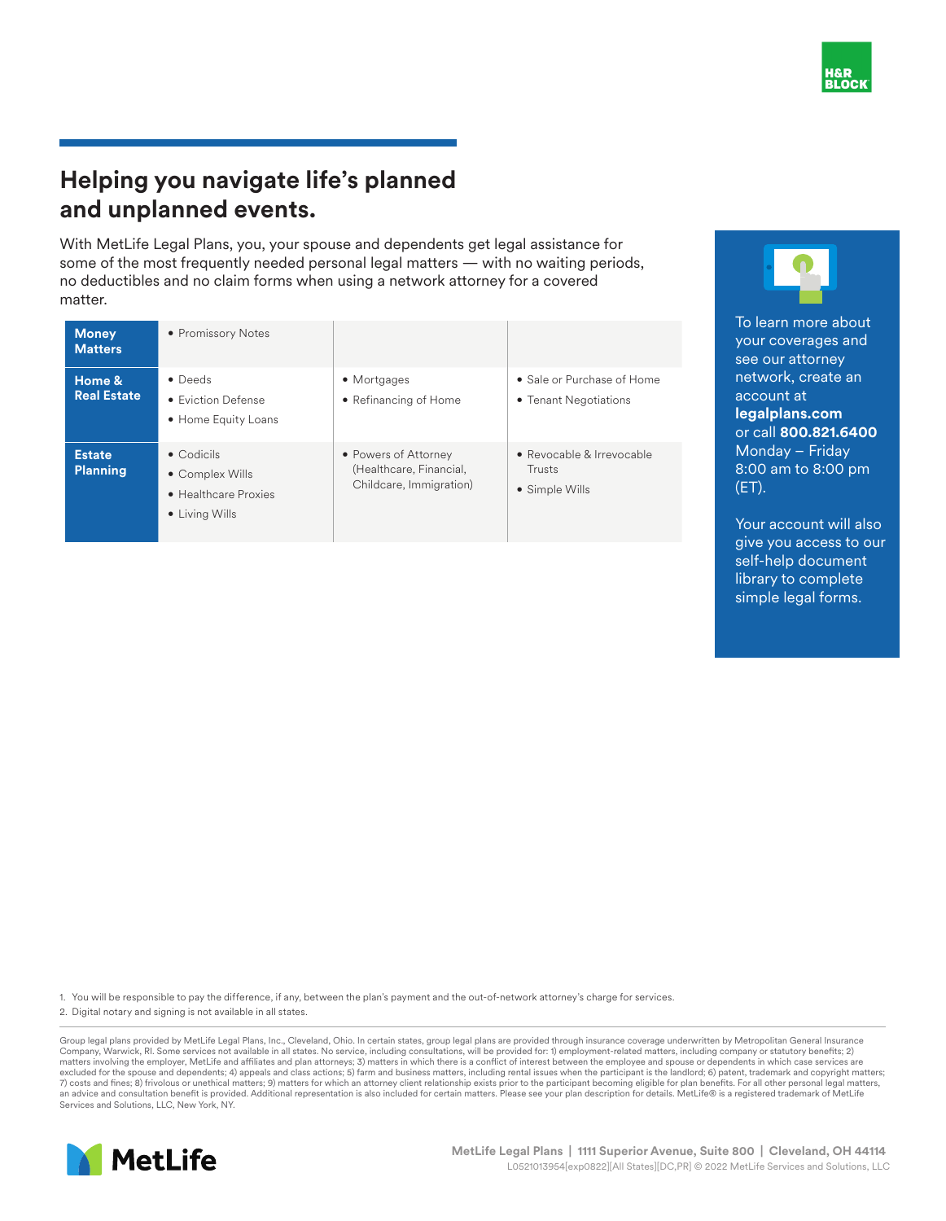## Helping you navigate life's planned and unplanned events.

With MetLife Legal Plans, you, your spouse and dependents get legal assistance for some of the most frequently needed personal legal matters — with no waiting periods, no deductibles and no claim forms when using a network attorney for a covered matter.

| | | | |
|---|---|---|---|
| **Money Matters** | • Promissory Notes | | |
| **Home & Real Estate** | • Deeds<br>• Eviction Defense<br>• Home Equity Loans | • Mortgages<br>• Refinancing of Home | • Sale or Purchase of Home<br>• Tenant Negotiations |
| **Estate Planning** | • Codicils<br>• Complex Wills<br>• Healthcare Proxies<br>• Living Wills | • Powers of Attorney (Healthcare, Financial, Childcare, Immigration) | • Revocable & Irrevocable Trusts<br>• Simple Wills |

To learn more about your coverages and see our attorney network, create an account at **legalplans.com** or call **800.821.6400** Monday – Friday 8:00 am to 8:00 pm (ET).

Your account will also give you access to our self-help document library to complete simple legal forms.

1. You will be responsible to pay the difference, if any, between the plan's payment and the out-of-network attorney's charge for services.
2. Digital notary and signing is not available in all states.

Group legal plans provided by MetLife Legal Plans, Inc., Cleveland, Ohio. In certain states, group legal plans are provided through insurance coverage underwritten by Metropolitan General Insurance Company, Warwick, RI. Some services not available in all states. No service, including consultations, will be provided for: 1) employment-related matters, including company or statutory benefits; 2) matters involving the employer, MetLife and affiliates and plan attorneys; 3) matters in which there is a conflict of interest between the employee and spouse or dependents in which case services are excluded for the spouse and dependents; 4) appeals and class actions; 5) farm and business matters, including rental issues when the participant is the landlord; 6) patent, trademark and copyright matters; 7) costs and fines; 8) frivolous or unethical matters; 9) matters for which an attorney client relationship exists prior to the participant becoming eligible for plan benefits. For all other personal legal matters, an advice and consultation benefit is provided. Additional representation is also included for certain matters. Please see your plan description for details. MetLife® is a registered trademark of MetLife Services and Solutions, LLC, New York, NY.

MetLife

**MetLife Legal Plans | 1111 Superior Avenue, Suite 800 | Cleveland, OH 44114**
L0521013954[exp0822][All States][DC,PR] © 2022 MetLife Services and Solutions, LLC